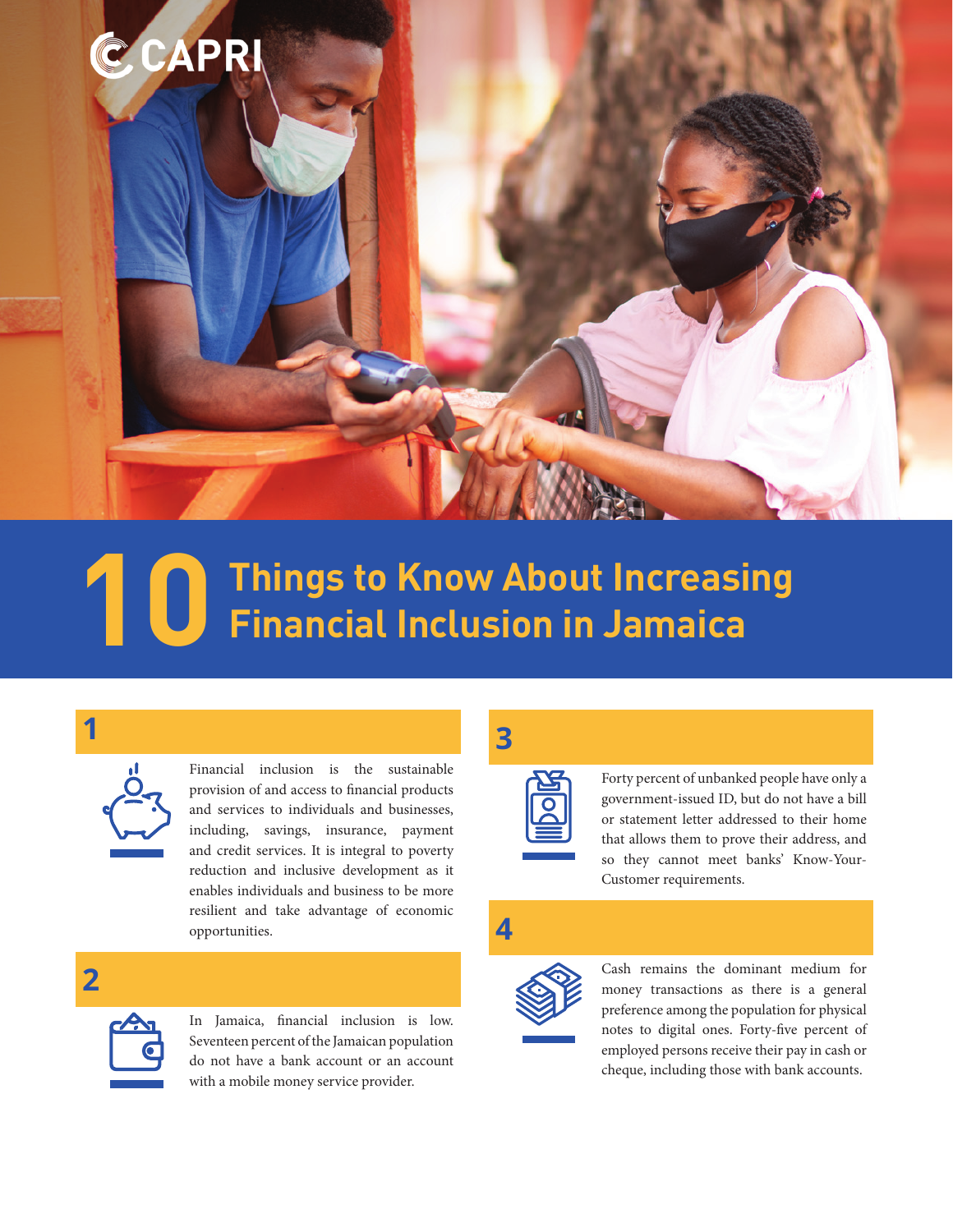CAPRI

# 10 Things to Know About Increasing Financial Inclusion in Jamaica

## 1

Financial inclusion is the sustainable provision of and access to financial products and services to individuals and businesses, including, savings, insurance, payment and credit services. It is integral to poverty reduction and inclusive development as it enables individuals and business to be more resilient and take advantage of economic opportunities.

## 2

In Jamaica, financial inclusion is low. Seventeen percent of the Jamaican population do not have a bank account or an account with a mobile money service provider.

## 3

Forty percent of unbanked people have only a government-issued ID, but do not have a bill or statement letter addressed to their home that allows them to prove their address, and so they cannot meet banks' Know-Your-Customer requirements.

## 4

Cash remains the dominant medium for money transactions as there is a general preference among the population for physical notes to digital ones. Forty-five percent of employed persons receive their pay in cash or cheque, including those with bank accounts.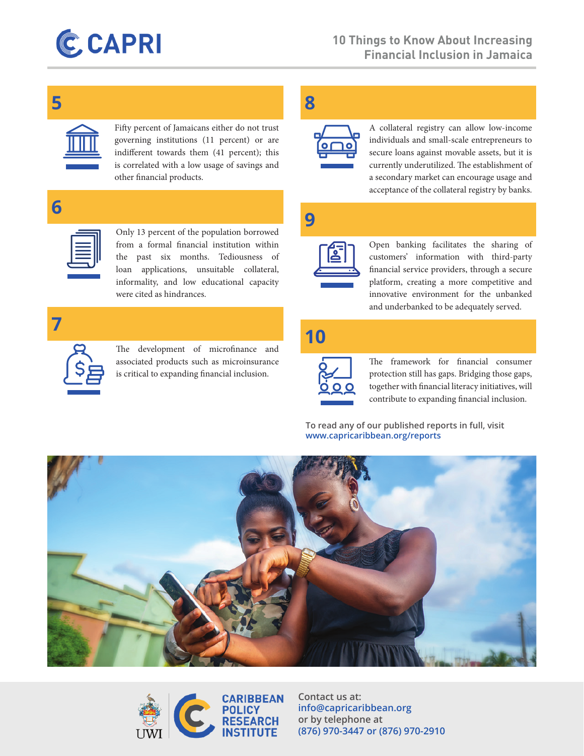# 10 Things to Know About Increasing Financial Inclusion in Jamaica

## 5

Fifty percent of Jamaicans either do not trust governing institutions (11 percent) or are indifferent towards them (41 percent); this is correlated with a low usage of savings and other financial products.

## 6

Only 13 percent of the population borrowed from a formal financial institution within the past six months. Tediousness of loan applications, unsuitable collateral, informality, and low educational capacity were cited as hindrances.

## 7

The development of microfinance and associated products such as microinsurance is critical to expanding financial inclusion.

## 8

A collateral registry can allow low-income individuals and small-scale entrepreneurs to secure loans against movable assets, but it is currently underutilized. The establishment of a secondary market can encourage usage and acceptance of the collateral registry by banks.

## 9

Open banking facilitates the sharing of customers' information with third-party financial service providers, through a secure platform, creating a more competitive and innovative environment for the unbanked and underbanked to be adequately served.

## 10

The framework for financial consumer protection still has gaps. Bridging those gaps, together with financial literacy initiatives, will contribute to expanding financial inclusion.

To read any of our published reports in full, visit
www.capricaribbean.org/reports

UWI | CARIBBEAN POLICY RESEARCH INSTITUTE

Contact us at:
info@capricaribbean.org
or by telephone at
(876) 970-3447 or (876) 970-2910